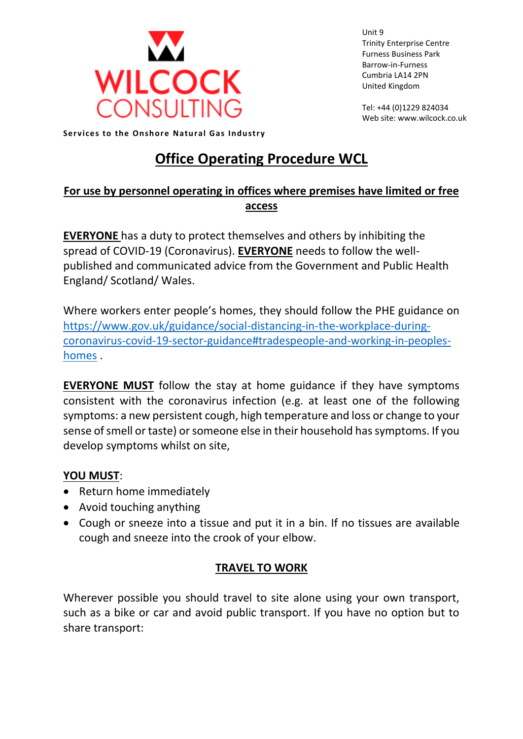WILCOCK CONSULTING

Services to the Onshore Natural Gas Industry

Unit 9
Trinity Enterprise Centre
Furness Business Park
Barrow-in-Furness
Cumbria LA14 2PN
United Kingdom

Tel: +44 (0)1229 824034
Web site: www.wilcock.co.uk

# Office Operating Procedure WCL

## For use by personnel operating in offices where premises have limited or free access

**EVERYONE** has a duty to protect themselves and others by inhibiting the spread of COVID-19 (Coronavirus). **EVERYONE** needs to follow the well-published and communicated advice from the Government and Public Health England/ Scotland/ Wales.

Where workers enter people's homes, they should follow the PHE guidance on [https://www.gov.uk/guidance/social-distancing-in-the-workplace-during-coronavirus-covid-19-sector-guidance#tradespeople-and-working-in-peoples-homes](https://www.gov.uk/guidance/social-distancing-in-the-workplace-during-coronavirus-covid-19-sector-guidance#tradespeople-and-working-in-peoples-homes) .

**EVERYONE MUST** follow the stay at home guidance if they have symptoms consistent with the coronavirus infection (e.g. at least one of the following symptoms: a new persistent cough, high temperature and loss or change to your sense of smell or taste) or someone else in their household has symptoms. If you develop symptoms whilst on site,

**YOU MUST**:

- Return home immediately
- Avoid touching anything
- Cough or sneeze into a tissue and put it in a bin. If no tissues are available cough and sneeze into the crook of your elbow.

## TRAVEL TO WORK

Wherever possible you should travel to site alone using your own transport, such as a bike or car and avoid public transport. If you have no option but to share transport: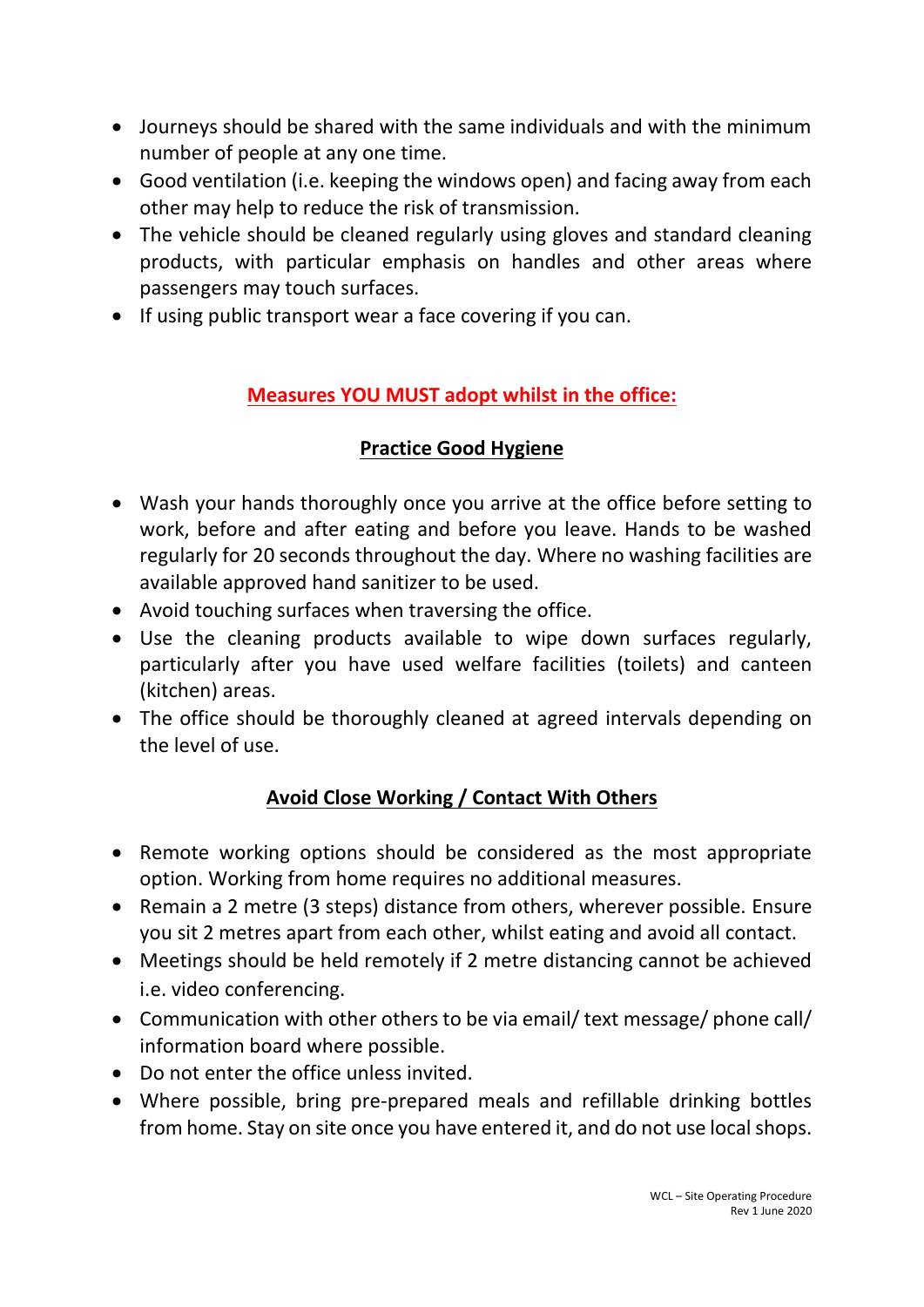- Journeys should be shared with the same individuals and with the minimum number of people at any one time.
- Good ventilation (i.e. keeping the windows open) and facing away from each other may help to reduce the risk of transmission.
- The vehicle should be cleaned regularly using gloves and standard cleaning products, with particular emphasis on handles and other areas where passengers may touch surfaces.
- If using public transport wear a face covering if you can.

## Measures YOU MUST adopt whilst in the office:

### Practice Good Hygiene

- Wash your hands thoroughly once you arrive at the office before setting to work, before and after eating and before you leave. Hands to be washed regularly for 20 seconds throughout the day. Where no washing facilities are available approved hand sanitizer to be used.
- Avoid touching surfaces when traversing the office.
- Use the cleaning products available to wipe down surfaces regularly, particularly after you have used welfare facilities (toilets) and canteen (kitchen) areas.
- The office should be thoroughly cleaned at agreed intervals depending on the level of use.

### Avoid Close Working / Contact With Others

- Remote working options should be considered as the most appropriate option. Working from home requires no additional measures.
- Remain a 2 metre (3 steps) distance from others, wherever possible. Ensure you sit 2 metres apart from each other, whilst eating and avoid all contact.
- Meetings should be held remotely if 2 metre distancing cannot be achieved i.e. video conferencing.
- Communication with other others to be via email/ text message/ phone call/ information board where possible.
- Do not enter the office unless invited.
- Where possible, bring pre-prepared meals and refillable drinking bottles from home. Stay on site once you have entered it, and do not use local shops.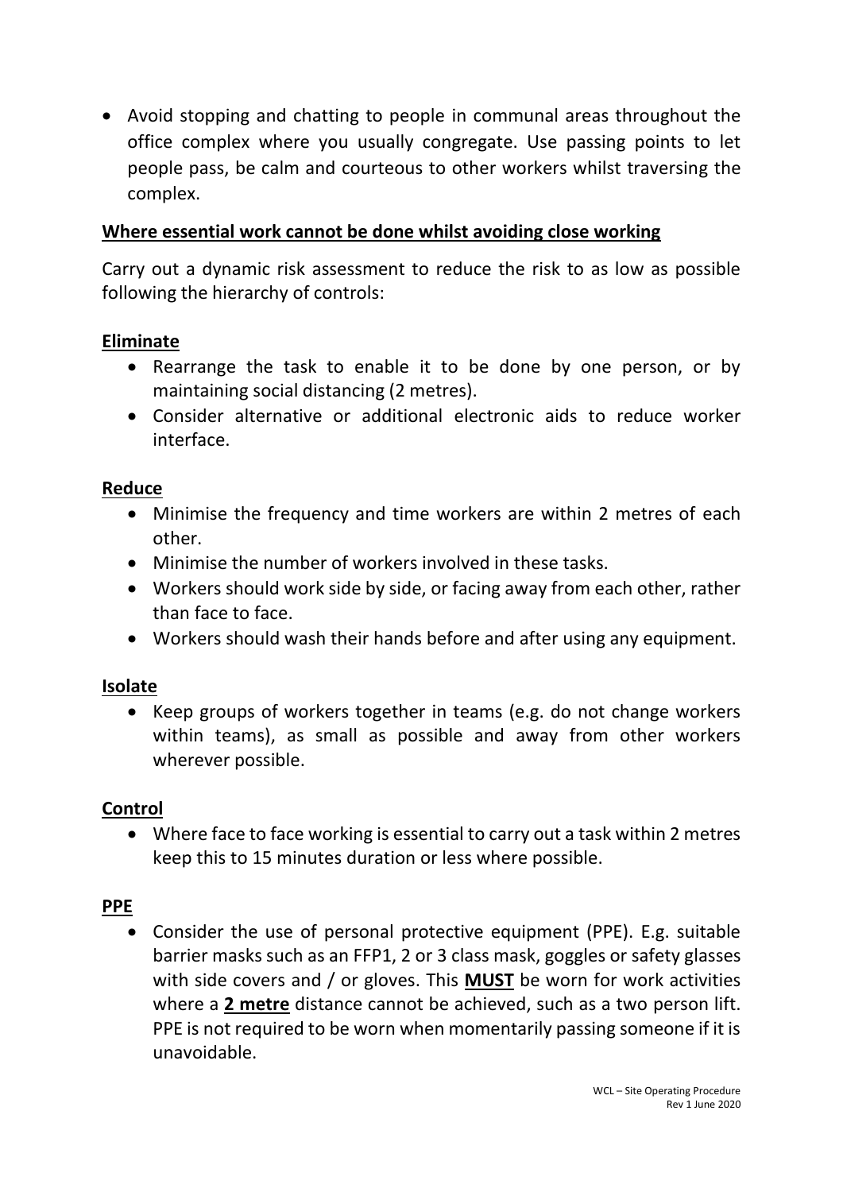- Avoid stopping and chatting to people in communal areas throughout the office complex where you usually congregate. Use passing points to let people pass, be calm and courteous to other workers whilst traversing the complex.

**<u>Where essential work cannot be done whilst avoiding close working</u>**

Carry out a dynamic risk assessment to reduce the risk to as low as possible following the hierarchy of controls:

**<u>Eliminate</u>**

- Rearrange the task to enable it to be done by one person, or by maintaining social distancing (2 metres).
- Consider alternative or additional electronic aids to reduce worker interface.

**<u>Reduce</u>**

- Minimise the frequency and time workers are within 2 metres of each other.
- Minimise the number of workers involved in these tasks.
- Workers should work side by side, or facing away from each other, rather than face to face.
- Workers should wash their hands before and after using any equipment.

**<u>Isolate</u>**

- Keep groups of workers together in teams (e.g. do not change workers within teams), as small as possible and away from other workers wherever possible.

**<u>Control</u>**

- Where face to face working is essential to carry out a task within 2 metres keep this to 15 minutes duration or less where possible.

**<u>PPE</u>**

- Consider the use of personal protective equipment (PPE). E.g. suitable barrier masks such as an FFP1, 2 or 3 class mask, goggles or safety glasses with side covers and / or gloves. This **<u>MUST</u>** be worn for work activities where a **<u>2 metre</u>** distance cannot be achieved, such as a two person lift. PPE is not required to be worn when momentarily passing someone if it is unavoidable.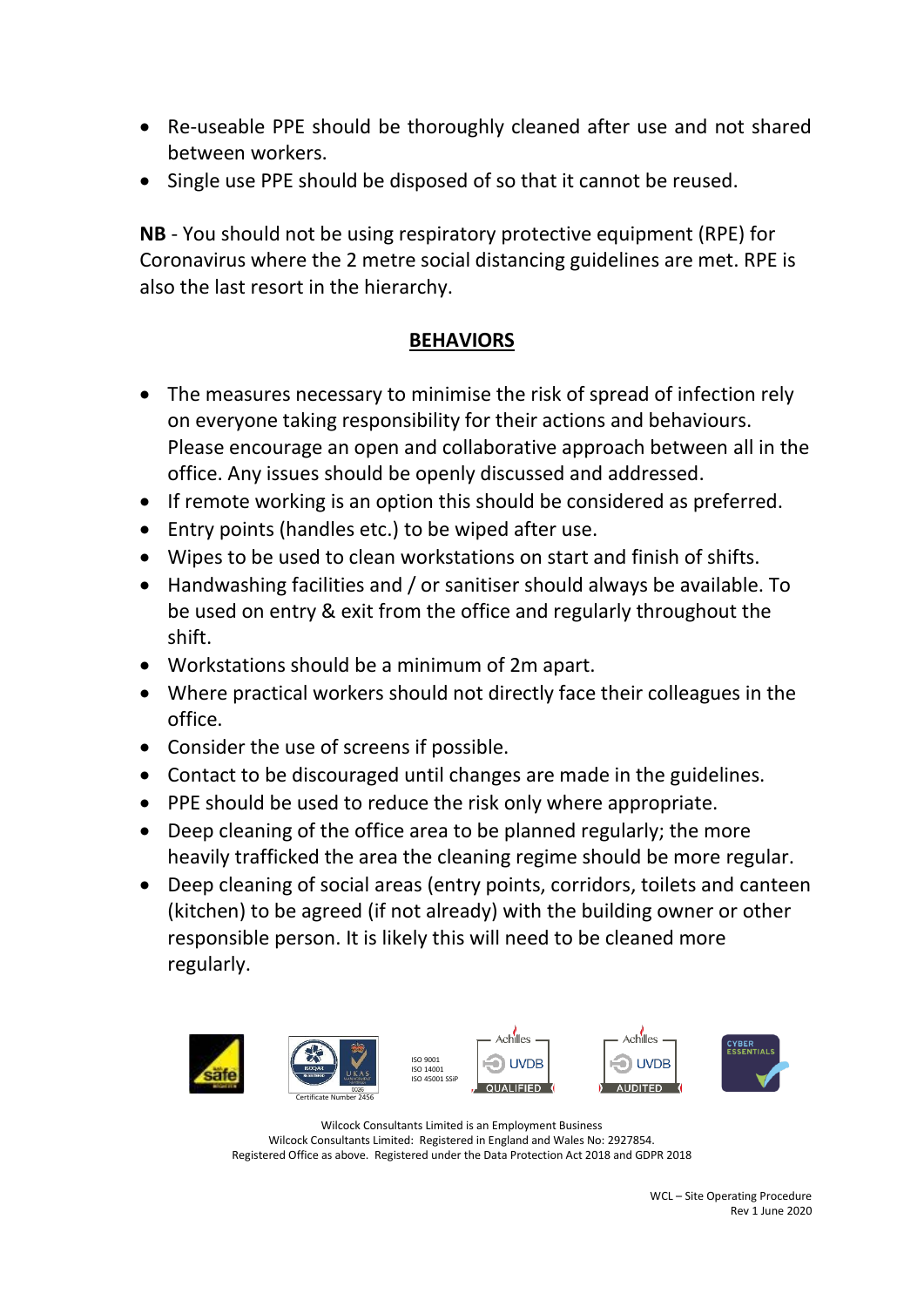- Re-useable PPE should be thoroughly cleaned after use and not shared between workers.
- Single use PPE should be disposed of so that it cannot be reused.

**NB** - You should not be using respiratory protective equipment (RPE) for Coronavirus where the 2 metre social distancing guidelines are met. RPE is also the last resort in the hierarchy.

## BEHAVIORS

- The measures necessary to minimise the risk of spread of infection rely on everyone taking responsibility for their actions and behaviours. Please encourage an open and collaborative approach between all in the office. Any issues should be openly discussed and addressed.
- If remote working is an option this should be considered as preferred.
- Entry points (handles etc.) to be wiped after use.
- Wipes to be used to clean workstations on start and finish of shifts.
- Handwashing facilities and / or sanitiser should always be available. To be used on entry & exit from the office and regularly throughout the shift.
- Workstations should be a minimum of 2m apart.
- Where practical workers should not directly face their colleagues in the office.
- Consider the use of screens if possible.
- Contact to be discouraged until changes are made in the guidelines.
- PPE should be used to reduce the risk only where appropriate.
- Deep cleaning of the office area to be planned regularly; the more heavily trafficked the area the cleaning regime should be more regular.
- Deep cleaning of social areas (entry points, corridors, toilets and canteen (kitchen) to be agreed (if not already) with the building owner or other responsible person. It is likely this will need to be cleaned more regularly.

Certificate Number 2456

ISO 9001
ISO 14001
ISO 45001 SSiP

Wilcock Consultants Limited is an Employment Business
Wilcock Consultants Limited: Registered in England and Wales No: 2927854.
Registered Office as above. Registered under the Data Protection Act 2018 and GDPR 2018

WCL – Site Operating Procedure
Rev 1 June 2020